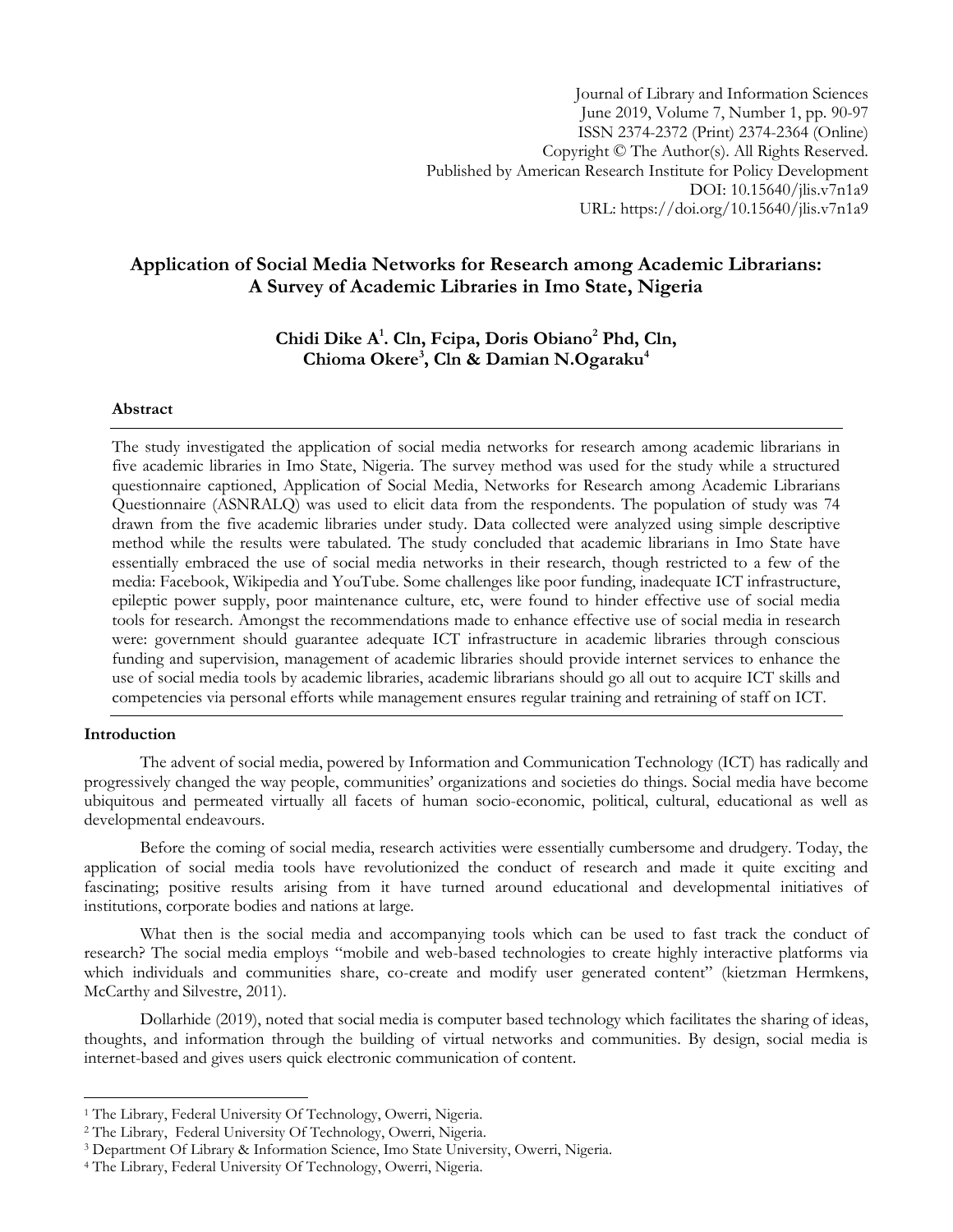Journal of Library and Information Sciences
June 2019, Volume 7, Number 1, pp. 90-97
ISSN 2374-2372 (Print) 2374-2364 (Online)
Copyright © The Author(s). All Rights Reserved.
Published by American Research Institute for Policy Development
DOI: 10.15640/jlis.v7n1a9
URL: https://doi.org/10.15640/jlis.v7n1a9

# Application of Social Media Networks for Research among Academic Librarians: A Survey of Academic Libraries in Imo State, Nigeria

**Chidi Dike A[1]. Cln, Fcipa, Doris Obiano[2] Phd, Cln, Chioma Okere[3], Cln & Damian N.Ogaraku[4]**

## Abstract

The study investigated the application of social media networks for research among academic librarians in five academic libraries in Imo State, Nigeria. The survey method was used for the study while a structured questionnaire captioned, Application of Social Media, Networks for Research among Academic Librarians Questionnaire (ASNRALQ) was used to elicit data from the respondents. The population of study was 74 drawn from the five academic libraries under study. Data collected were analyzed using simple descriptive method while the results were tabulated. The study concluded that academic librarians in Imo State have essentially embraced the use of social media networks in their research, though restricted to a few of the media: Facebook, Wikipedia and YouTube. Some challenges like poor funding, inadequate ICT infrastructure, epileptic power supply, poor maintenance culture, etc, were found to hinder effective use of social media tools for research. Amongst the recommendations made to enhance effective use of social media in research were: government should guarantee adequate ICT infrastructure in academic libraries through conscious funding and supervision, management of academic libraries should provide internet services to enhance the use of social media tools by academic libraries, academic librarians should go all out to acquire ICT skills and competencies via personal efforts while management ensures regular training and retraining of staff on ICT.

## Introduction

The advent of social media, powered by Information and Communication Technology (ICT) has radically and progressively changed the way people, communities' organizations and societies do things. Social media have become ubiquitous and permeated virtually all facets of human socio-economic, political, cultural, educational as well as developmental endeavours.

Before the coming of social media, research activities were essentially cumbersome and drudgery. Today, the application of social media tools have revolutionized the conduct of research and made it quite exciting and fascinating; positive results arising from it have turned around educational and developmental initiatives of institutions, corporate bodies and nations at large.

What then is the social media and accompanying tools which can be used to fast track the conduct of research? The social media employs "mobile and web-based technologies to create highly interactive platforms via which individuals and communities share, co-create and modify user generated content" (kietzman Hermkens, McCarthy and Silvestre, 2011).

Dollarhide (2019), noted that social media is computer based technology which facilitates the sharing of ideas, thoughts, and information through the building of virtual networks and communities. By design, social media is internet-based and gives users quick electronic communication of content.

---

[1] The Library, Federal University Of Technology, Owerri, Nigeria.

[2] The Library, Federal University Of Technology, Owerri, Nigeria.

[3] Department Of Library & Information Science, Imo State University, Owerri, Nigeria.

[4] The Library, Federal University Of Technology, Owerri, Nigeria.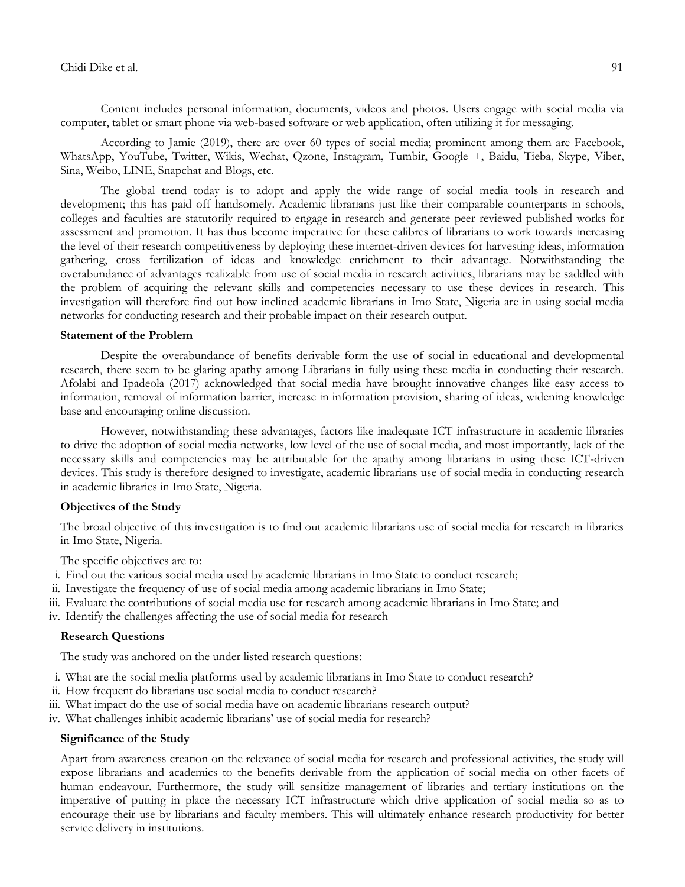Content includes personal information, documents, videos and photos. Users engage with social media via computer, tablet or smart phone via web-based software or web application, often utilizing it for messaging.

According to Jamie (2019), there are over 60 types of social media; prominent among them are Facebook, WhatsApp, YouTube, Twitter, Wikis, Wechat, Qzone, Instagram, Tumbir, Google +, Baidu, Tieba, Skype, Viber, Sina, Weibo, LINE, Snapchat and Blogs, etc.

The global trend today is to adopt and apply the wide range of social media tools in research and development; this has paid off handsomely. Academic librarians just like their comparable counterparts in schools, colleges and faculties are statutorily required to engage in research and generate peer reviewed published works for assessment and promotion. It has thus become imperative for these calibres of librarians to work towards increasing the level of their research competitiveness by deploying these internet-driven devices for harvesting ideas, information gathering, cross fertilization of ideas and knowledge enrichment to their advantage. Notwithstanding the overabundance of advantages realizable from use of social media in research activities, librarians may be saddled with the problem of acquiring the relevant skills and competencies necessary to use these devices in research. This investigation will therefore find out how inclined academic librarians in Imo State, Nigeria are in using social media networks for conducting research and their probable impact on their research output.

### Statement of the Problem

Despite the overabundance of benefits derivable form the use of social in educational and developmental research, there seem to be glaring apathy among Librarians in fully using these media in conducting their research. Afolabi and Ipadeola (2017) acknowledged that social media have brought innovative changes like easy access to information, removal of information barrier, increase in information provision, sharing of ideas, widening knowledge base and encouraging online discussion.

However, notwithstanding these advantages, factors like inadequate ICT infrastructure in academic libraries to drive the adoption of social media networks, low level of the use of social media, and most importantly, lack of the necessary skills and competencies may be attributable for the apathy among librarians in using these ICT-driven devices. This study is therefore designed to investigate, academic librarians use of social media in conducting research in academic libraries in Imo State, Nigeria.

### Objectives of the Study

The broad objective of this investigation is to find out academic librarians use of social media for research in libraries in Imo State, Nigeria.

The specific objectives are to:

i. Find out the various social media used by academic librarians in Imo State to conduct research;
ii. Investigate the frequency of use of social media among academic librarians in Imo State;
iii. Evaluate the contributions of social media use for research among academic librarians in Imo State; and
iv. Identify the challenges affecting the use of social media for research

### Research Questions

The study was anchored on the under listed research questions:

i. What are the social media platforms used by academic librarians in Imo State to conduct research?
ii. How frequent do librarians use social media to conduct research?
iii. What impact do the use of social media have on academic librarians research output?
iv. What challenges inhibit academic librarians' use of social media for research?

### Significance of the Study

Apart from awareness creation on the relevance of social media for research and professional activities, the study will expose librarians and academics to the benefits derivable from the application of social media on other facets of human endeavour. Furthermore, the study will sensitize management of libraries and tertiary institutions on the imperative of putting in place the necessary ICT infrastructure which drive application of social media so as to encourage their use by librarians and faculty members. This will ultimately enhance research productivity for better service delivery in institutions.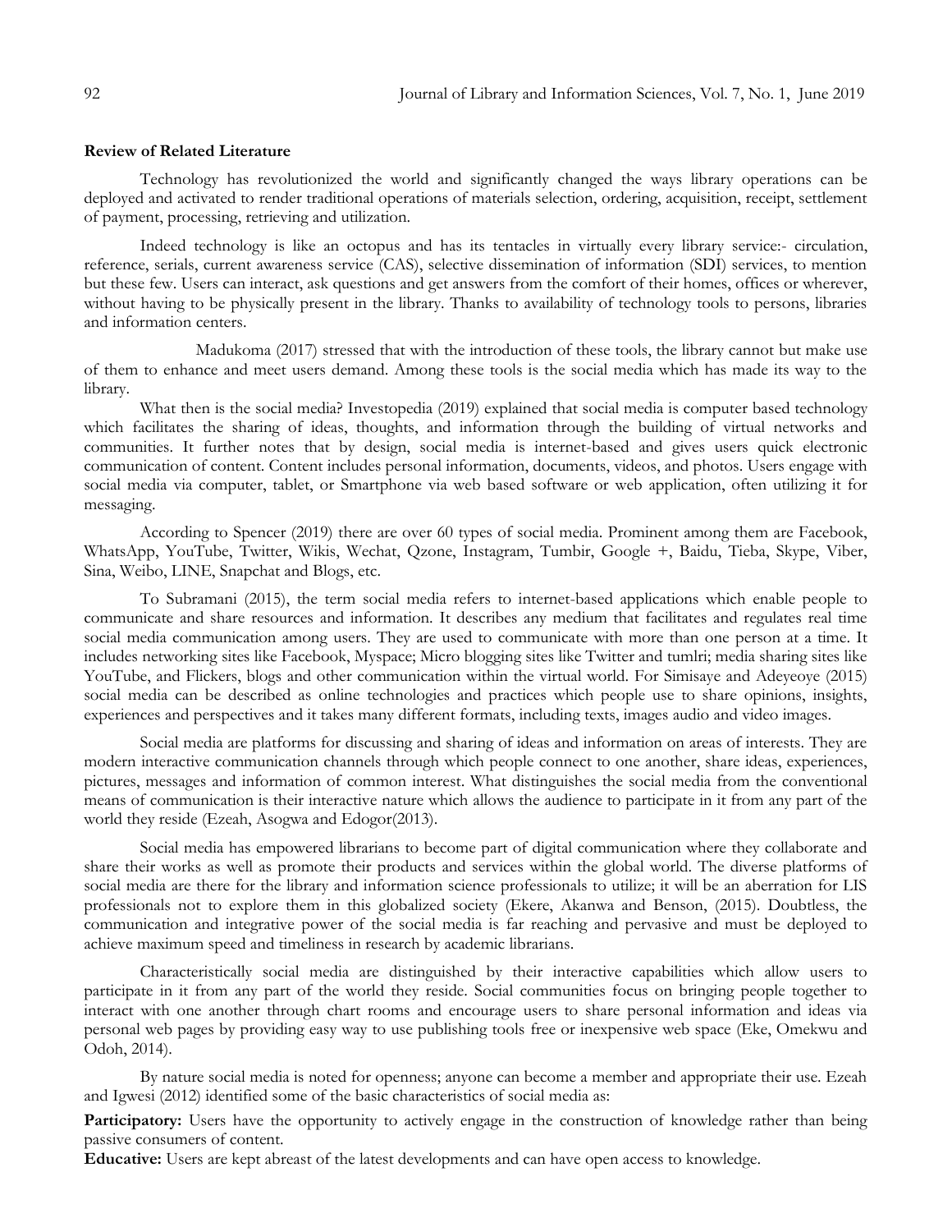**Review of Related Literature**

Technology has revolutionized the world and significantly changed the ways library operations can be deployed and activated to render traditional operations of materials selection, ordering, acquisition, receipt, settlement of payment, processing, retrieving and utilization.

Indeed technology is like an octopus and has its tentacles in virtually every library service:- circulation, reference, serials, current awareness service (CAS), selective dissemination of information (SDI) services, to mention but these few. Users can interact, ask questions and get answers from the comfort of their homes, offices or wherever, without having to be physically present in the library. Thanks to availability of technology tools to persons, libraries and information centers.

Madukoma (2017) stressed that with the introduction of these tools, the library cannot but make use of them to enhance and meet users demand. Among these tools is the social media which has made its way to the library.

What then is the social media? Investopedia (2019) explained that social media is computer based technology which facilitates the sharing of ideas, thoughts, and information through the building of virtual networks and communities. It further notes that by design, social media is internet-based and gives users quick electronic communication of content. Content includes personal information, documents, videos, and photos. Users engage with social media via computer, tablet, or Smartphone via web based software or web application, often utilizing it for messaging.

According to Spencer (2019) there are over 60 types of social media. Prominent among them are Facebook, WhatsApp, YouTube, Twitter, Wikis, Wechat, Qzone, Instagram, Tumbir, Google +, Baidu, Tieba, Skype, Viber, Sina, Weibo, LINE, Snapchat and Blogs, etc.

To Subramani (2015), the term social media refers to internet-based applications which enable people to communicate and share resources and information. It describes any medium that facilitates and regulates real time social media communication among users. They are used to communicate with more than one person at a time. It includes networking sites like Facebook, Myspace; Micro blogging sites like Twitter and tumlri; media sharing sites like YouTube, and Flickers, blogs and other communication within the virtual world. For Simisaye and Adeyeoye (2015) social media can be described as online technologies and practices which people use to share opinions, insights, experiences and perspectives and it takes many different formats, including texts, images audio and video images.

Social media are platforms for discussing and sharing of ideas and information on areas of interests. They are modern interactive communication channels through which people connect to one another, share ideas, experiences, pictures, messages and information of common interest. What distinguishes the social media from the conventional means of communication is their interactive nature which allows the audience to participate in it from any part of the world they reside (Ezeah, Asogwa and Edogor(2013).

Social media has empowered librarians to become part of digital communication where they collaborate and share their works as well as promote their products and services within the global world. The diverse platforms of social media are there for the library and information science professionals to utilize; it will be an aberration for LIS professionals not to explore them in this globalized society (Ekere, Akanwa and Benson, (2015). Doubtless, the communication and integrative power of the social media is far reaching and pervasive and must be deployed to achieve maximum speed and timeliness in research by academic librarians.

Characteristically social media are distinguished by their interactive capabilities which allow users to participate in it from any part of the world they reside. Social communities focus on bringing people together to interact with one another through chart rooms and encourage users to share personal information and ideas via personal web pages by providing easy way to use publishing tools free or inexpensive web space (Eke, Omekwu and Odoh, 2014).

By nature social media is noted for openness; anyone can become a member and appropriate their use. Ezeah and Igwesi (2012) identified some of the basic characteristics of social media as:

**Participatory:** Users have the opportunity to actively engage in the construction of knowledge rather than being passive consumers of content.

**Educative:** Users are kept abreast of the latest developments and can have open access to knowledge.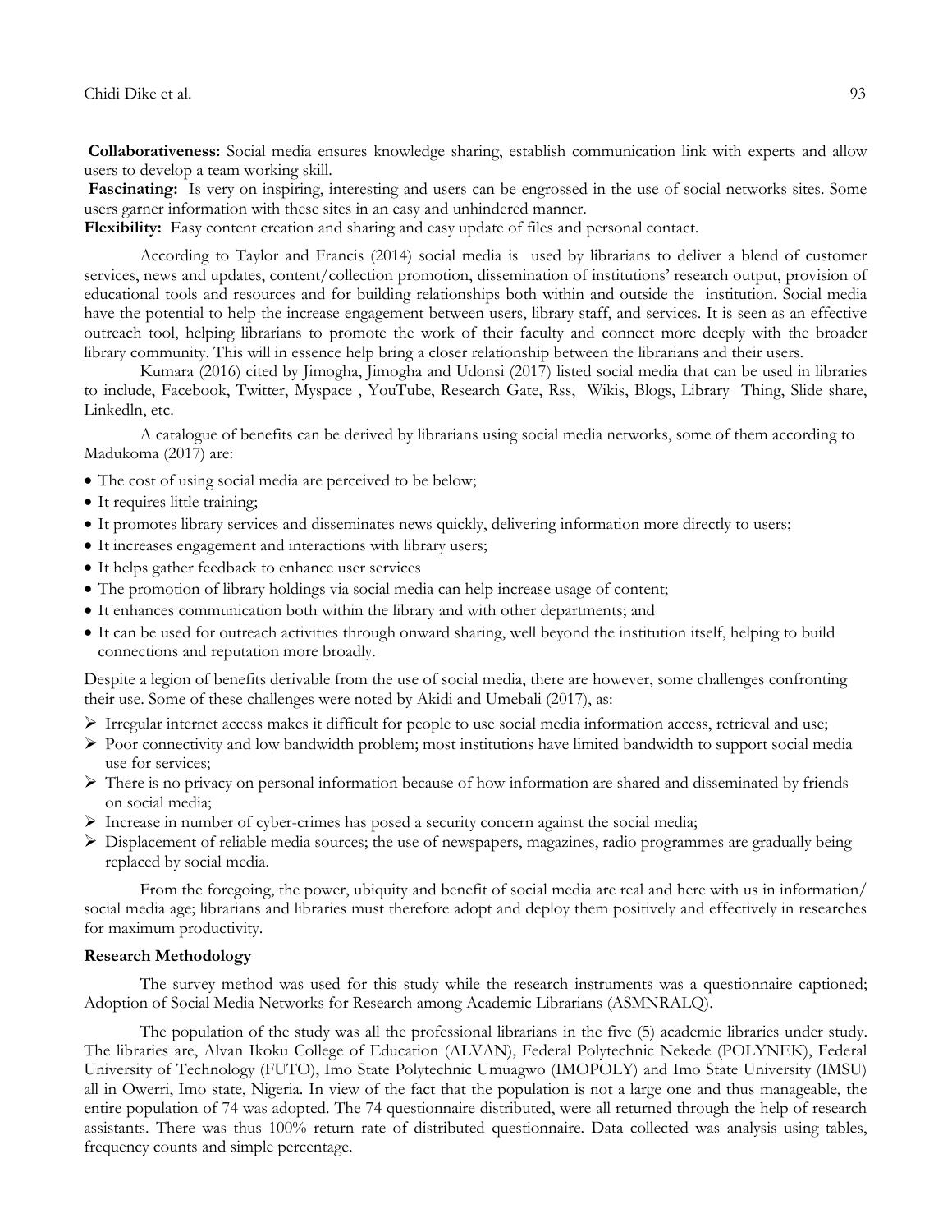**Collaborativeness:** Social media ensures knowledge sharing, establish communication link with experts and allow users to develop a team working skill.

**Fascinating:** Is very on inspiring, interesting and users can be engrossed in the use of social networks sites. Some users garner information with these sites in an easy and unhindered manner.

**Flexibility:** Easy content creation and sharing and easy update of files and personal contact.

According to Taylor and Francis (2014) social media is used by librarians to deliver a blend of customer services, news and updates, content/collection promotion, dissemination of institutions' research output, provision of educational tools and resources and for building relationships both within and outside the institution. Social media have the potential to help the increase engagement between users, library staff, and services. It is seen as an effective outreach tool, helping librarians to promote the work of their faculty and connect more deeply with the broader library community. This will in essence help bring a closer relationship between the librarians and their users.

Kumara (2016) cited by Jimogha, Jimogha and Udonsi (2017) listed social media that can be used in libraries to include, Facebook, Twitter, Myspace , YouTube, Research Gate, Rss, Wikis, Blogs, Library Thing, Slide share, Linkedln, etc.

A catalogue of benefits can be derived by librarians using social media networks, some of them according to Madukoma (2017) are:

- The cost of using social media are perceived to be below;
- It requires little training;
- It promotes library services and disseminates news quickly, delivering information more directly to users;
- It increases engagement and interactions with library users;
- It helps gather feedback to enhance user services
- The promotion of library holdings via social media can help increase usage of content;
- It enhances communication both within the library and with other departments; and
- It can be used for outreach activities through onward sharing, well beyond the institution itself, helping to build connections and reputation more broadly.

Despite a legion of benefits derivable from the use of social media, there are however, some challenges confronting their use. Some of these challenges were noted by Akidi and Umebali (2017), as:

- Irregular internet access makes it difficult for people to use social media information access, retrieval and use;
- Poor connectivity and low bandwidth problem; most institutions have limited bandwidth to support social media use for services;
- There is no privacy on personal information because of how information are shared and disseminated by friends on social media;
- Increase in number of cyber-crimes has posed a security concern against the social media;
- Displacement of reliable media sources; the use of newspapers, magazines, radio programmes are gradually being replaced by social media.

From the foregoing, the power, ubiquity and benefit of social media are real and here with us in information/ social media age; librarians and libraries must therefore adopt and deploy them positively and effectively in researches for maximum productivity.

**Research Methodology**

The survey method was used for this study while the research instruments was a questionnaire captioned; Adoption of Social Media Networks for Research among Academic Librarians (ASMNRALQ).

The population of the study was all the professional librarians in the five (5) academic libraries under study. The libraries are, Alvan Ikoku College of Education (ALVAN), Federal Polytechnic Nekede (POLYNEK), Federal University of Technology (FUTO), Imo State Polytechnic Umuagwo (IMOPOLY) and Imo State University (IMSU) all in Owerri, Imo state, Nigeria. In view of the fact that the population is not a large one and thus manageable, the entire population of 74 was adopted. The 74 questionnaire distributed, were all returned through the help of research assistants. There was thus 100% return rate of distributed questionnaire. Data collected was analysis using tables, frequency counts and simple percentage.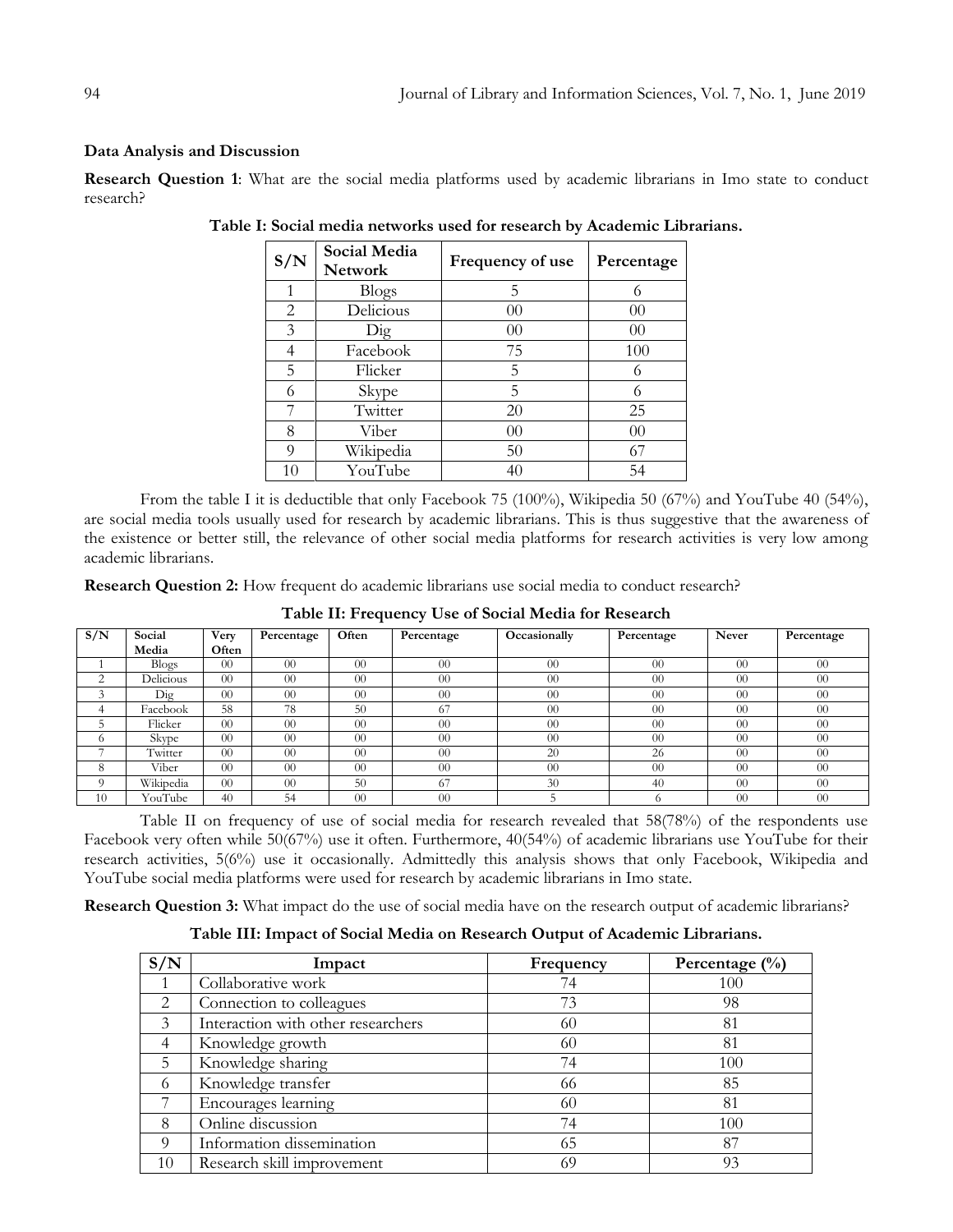### Data Analysis and Discussion

**Research Question 1**: What are the social media platforms used by academic librarians in Imo state to conduct research?

**Table I: Social media networks used for research by Academic Librarians.**

| S/N | Social Media Network | Frequency of use | Percentage |
|---|---|---|---|
| 1 | Blogs | 5 | 6 |
| 2 | Delicious | 00 | 00 |
| 3 | Dig | 00 | 00 |
| 4 | Facebook | 75 | 100 |
| 5 | Flicker | 5 | 6 |
| 6 | Skype | 5 | 6 |
| 7 | Twitter | 20 | 25 |
| 8 | Viber | 00 | 00 |
| 9 | Wikipedia | 50 | 67 |
| 10 | YouTube | 40 | 54 |

From the table I it is deductible that only Facebook 75 (100%), Wikipedia 50 (67%) and YouTube 40 (54%), are social media tools usually used for research by academic librarians. This is thus suggestive that the awareness of the existence or better still, the relevance of other social media platforms for research activities is very low among academic librarians.

**Research Question 2:** How frequent do academic librarians use social media to conduct research?

**Table II: Frequency Use of Social Media for Research**

| S/N | Social Media | Very Often | Percentage | Often | Percentage | Occasionally | Percentage | Never | Percentage |
|---|---|---|---|---|---|---|---|---|---|
| 1 | Blogs | 00 | 00 | 00 | 00 | 00 | 00 | 00 | 00 |
| 2 | Delicious | 00 | 00 | 00 | 00 | 00 | 00 | 00 | 00 |
| 3 | Dig | 00 | 00 | 00 | 00 | 00 | 00 | 00 | 00 |
| 4 | Facebook | 58 | 78 | 50 | 67 | 00 | 00 | 00 | 00 |
| 5 | Flicker | 00 | 00 | 00 | 00 | 00 | 00 | 00 | 00 |
| 6 | Skype | 00 | 00 | 00 | 00 | 00 | 00 | 00 | 00 |
| 7 | Twitter | 00 | 00 | 00 | 00 | 20 | 26 | 00 | 00 |
| 8 | Viber | 00 | 00 | 00 | 00 | 00 | 00 | 00 | 00 |
| 9 | Wikipedia | 00 | 00 | 50 | 67 | 30 | 40 | 00 | 00 |
| 10 | YouTube | 40 | 54 | 00 | 00 | 5 | 6 | 00 | 00 |

Table II on frequency of use of social media for research revealed that 58(78%) of the respondents use Facebook very often while 50(67%) use it often. Furthermore, 40(54%) of academic librarians use YouTube for their research activities, 5(6%) use it occasionally. Admittedly this analysis shows that only Facebook, Wikipedia and YouTube social media platforms were used for research by academic librarians in Imo state.

**Research Question 3:** What impact do the use of social media have on the research output of academic librarians?

**Table III: Impact of Social Media on Research Output of Academic Librarians.**

| S/N | Impact | Frequency | Percentage (%) |
|---|---|---|---|
| 1 | Collaborative work | 74 | 100 |
| 2 | Connection to colleagues | 73 | 98 |
| 3 | Interaction with other researchers | 60 | 81 |
| 4 | Knowledge growth | 60 | 81 |
| 5 | Knowledge sharing | 74 | 100 |
| 6 | Knowledge transfer | 66 | 85 |
| 7 | Encourages learning | 60 | 81 |
| 8 | Online discussion | 74 | 100 |
| 9 | Information dissemination | 65 | 87 |
| 10 | Research skill improvement | 69 | 93 |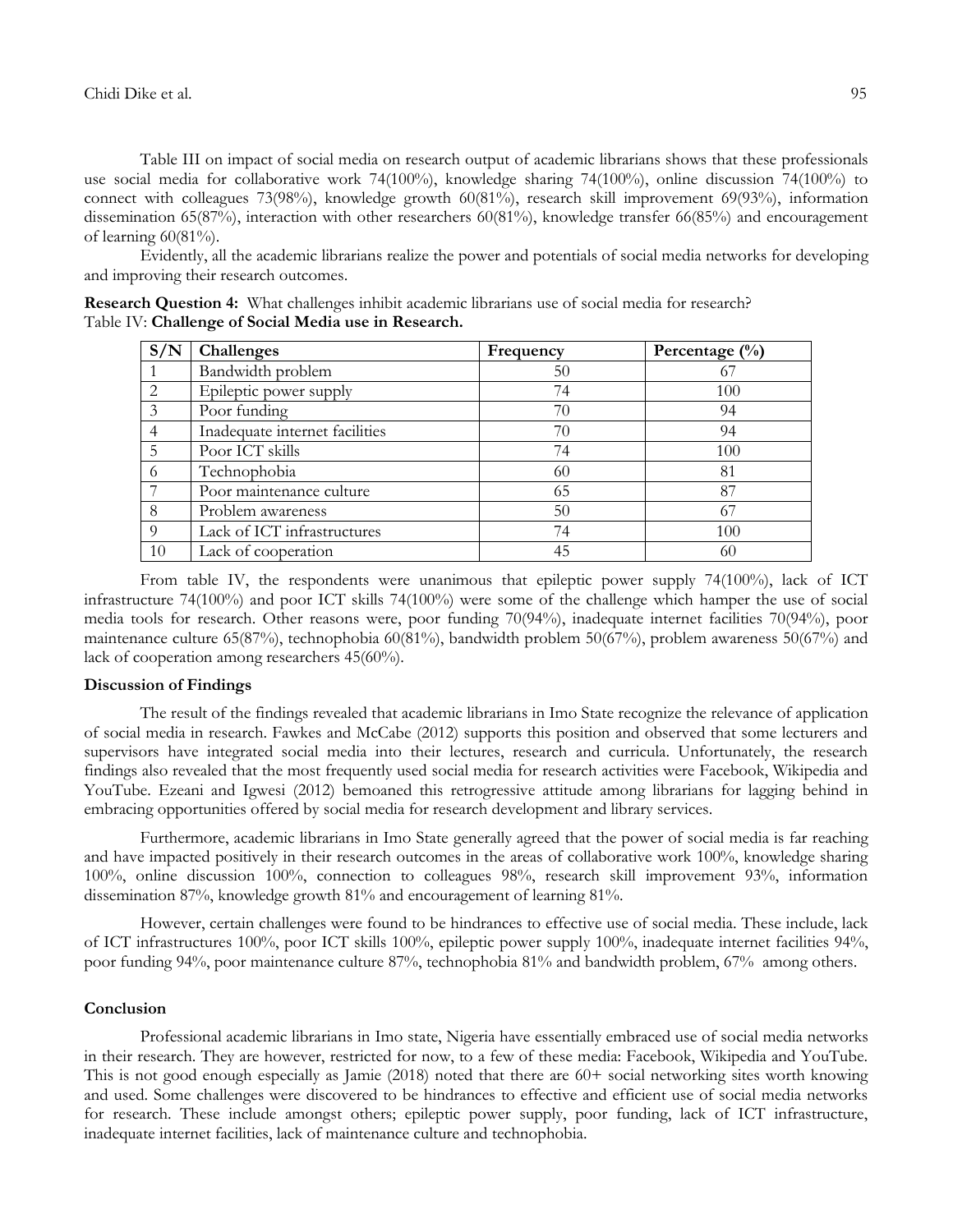Table III on impact of social media on research output of academic librarians shows that these professionals use social media for collaborative work 74(100%), knowledge sharing 74(100%), online discussion 74(100%) to connect with colleagues 73(98%), knowledge growth 60(81%), research skill improvement 69(93%), information dissemination 65(87%), interaction with other researchers 60(81%), knowledge transfer 66(85%) and encouragement of learning 60(81%).

Evidently, all the academic librarians realize the power and potentials of social media networks for developing and improving their research outcomes.

**Research Question 4:** What challenges inhibit academic librarians use of social media for research?

Table IV: **Challenge of Social Media use in Research.**

| S/N | Challenges | Frequency | Percentage (%) |
|---|---|---|---|
| 1 | Bandwidth problem | 50 | 67 |
| 2 | Epileptic power supply | 74 | 100 |
| 3 | Poor funding | 70 | 94 |
| 4 | Inadequate internet facilities | 70 | 94 |
| 5 | Poor ICT skills | 74 | 100 |
| 6 | Technophobia | 60 | 81 |
| 7 | Poor maintenance culture | 65 | 87 |
| 8 | Problem awareness | 50 | 67 |
| 9 | Lack of ICT infrastructures | 74 | 100 |
| 10 | Lack of cooperation | 45 | 60 |

From table IV, the respondents were unanimous that epileptic power supply 74(100%), lack of ICT infrastructure 74(100%) and poor ICT skills 74(100%) were some of the challenge which hamper the use of social media tools for research. Other reasons were, poor funding 70(94%), inadequate internet facilities 70(94%), poor maintenance culture 65(87%), technophobia 60(81%), bandwidth problem 50(67%), problem awareness 50(67%) and lack of cooperation among researchers 45(60%).

### Discussion of Findings

The result of the findings revealed that academic librarians in Imo State recognize the relevance of application of social media in research. Fawkes and McCabe (2012) supports this position and observed that some lecturers and supervisors have integrated social media into their lectures, research and curricula. Unfortunately, the research findings also revealed that the most frequently used social media for research activities were Facebook, Wikipedia and YouTube. Ezeani and Igwesi (2012) bemoaned this retrogressive attitude among librarians for lagging behind in embracing opportunities offered by social media for research development and library services.

Furthermore, academic librarians in Imo State generally agreed that the power of social media is far reaching and have impacted positively in their research outcomes in the areas of collaborative work 100%, knowledge sharing 100%, online discussion 100%, connection to colleagues 98%, research skill improvement 93%, information dissemination 87%, knowledge growth 81% and encouragement of learning 81%.

However, certain challenges were found to be hindrances to effective use of social media. These include, lack of ICT infrastructures 100%, poor ICT skills 100%, epileptic power supply 100%, inadequate internet facilities 94%, poor funding 94%, poor maintenance culture 87%, technophobia 81% and bandwidth problem, 67% among others.

### Conclusion

Professional academic librarians in Imo state, Nigeria have essentially embraced use of social media networks in their research. They are however, restricted for now, to a few of these media: Facebook, Wikipedia and YouTube. This is not good enough especially as Jamie (2018) noted that there are 60+ social networking sites worth knowing and used. Some challenges were discovered to be hindrances to effective and efficient use of social media networks for research. These include amongst others; epileptic power supply, poor funding, lack of ICT infrastructure, inadequate internet facilities, lack of maintenance culture and technophobia.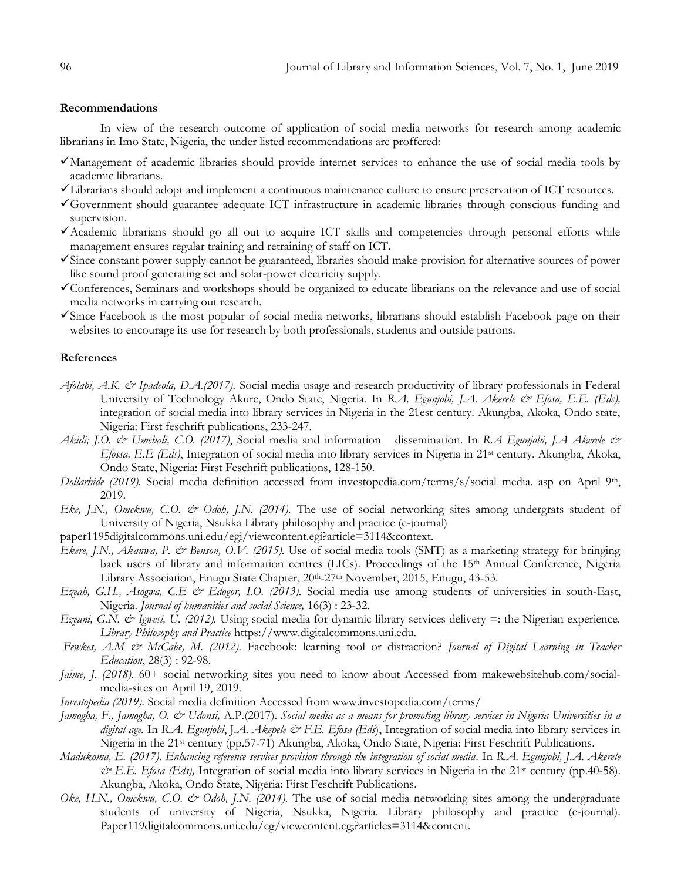### Recommendations

In view of the research outcome of application of social media networks for research among academic librarians in Imo State, Nigeria, the under listed recommendations are proffered:

- ✓Management of academic libraries should provide internet services to enhance the use of social media tools by academic librarians.
- ✓Librarians should adopt and implement a continuous maintenance culture to ensure preservation of ICT resources.
- ✓Government should guarantee adequate ICT infrastructure in academic libraries through conscious funding and supervision.
- ✓Academic librarians should go all out to acquire ICT skills and competencies through personal efforts while management ensures regular training and retraining of staff on ICT.
- ✓Since constant power supply cannot be guaranteed, libraries should make provision for alternative sources of power like sound proof generating set and solar-power electricity supply.
- ✓Conferences, Seminars and workshops should be organized to educate librarians on the relevance and use of social media networks in carrying out research.
- ✓Since Facebook is the most popular of social media networks, librarians should establish Facebook page on their websites to encourage its use for research by both professionals, students and outside patrons.

### References

*Afolabi, A.K. & Ipadeola, D.A.(2017).* Social media usage and research productivity of library professionals in Federal University of Technology Akure, Ondo State, Nigeria. In *R.A. Egunjobi, J.A. Akerele & Efosa, E.E. (Eds),* integration of social media into library services in Nigeria in the 21est century. Akungba, Akoka, Ondo state, Nigeria: First feschrift publications, 233-247.

*Akidi; J.O. & Umebali, C.O. (2017)*, Social media and information dissemination. In *R.A Egunjobi, J.A Akerele & Efossa, E.E (Eds)*, Integration of social media into library services in Nigeria in 21st century. Akungba, Akoka, Ondo State, Nigeria: First Feschrift publications, 128-150.

*Dollarhide (2019).* Social media definition accessed from investopedia.com/terms/s/social media. asp on April 9th, 2019.

*Eke, J.N., Omekwu, C.O. & Odoh, J.N. (2014).* The use of social networking sites among undergrats student of University of Nigeria, Nsukka Library philosophy and practice (e-journal) paper1195digitalcommons.uni.edu/egi/viewcontent.egi?article=3114&context.

*Ekere, J.N., Akanwa, P. & Benson, O.V. (2015).* Use of social media tools (SMT) as a marketing strategy for bringing back users of library and information centres (LICs). Proceedings of the 15th Annual Conference, Nigeria Library Association, Enugu State Chapter, 20th-27th November, 2015, Enugu, 43-53.

*Ezeah, G.H., Asogwa, C.E & Edogor, I.O. (2013).* Social media use among students of universities in south-East, Nigeria. *Journal of humanities and social Science,* 16(3) : 23-32.

*Ezeani, G.N. & Igwesi, U. (2012).* Using social media for dynamic library services delivery =: the Nigerian experience. *Library Philosophy and Practice* https://www.digitalcommons.uni.edu.

*Fewkes, A.M & McCabe, M. (2012).* Facebook: learning tool or distraction? *Journal of Digital Learning in Teacher Education*, 28(3) : 92-98.

*Jaime, J. (2018).* 60+ social networking sites you need to know about Accessed from makewebsitehub.com/social-media-sites on April 19, 2019.

*Investopedia (2019).* Social media definition Accessed from www.investopedia.com/terms/

*Jamogha, F., Jamogha, O. & Udonsi,* A.P.(2017). *Social media as a means for promoting library services in Nigeria Universities in a digital age.* In *R.A. Egunjobi*, J.*A. Akepele & F.E. Efosa (Eds)*, Integration of social media into library services in Nigeria in the 21st century (pp.57-71) Akungba, Akoka, Ondo State, Nigeria: First Feschrift Publications.

*Madukoma, E. (2017). Enhancing reference services provision through the integration of social media*. In *R.A. Egunjobi, J.A. Akerele & E.E. Efosa (Eds),* Integration of social media into library services in Nigeria in the 21st century (pp.40-58). Akungba, Akoka, Ondo State, Nigeria: First Feschrift Publications.

*Oke, H.N., Omekwu, C.O. & Odoh, J.N. (2014).* The use of social media networking sites among the undergraduate students of university of Nigeria, Nsukka, Nigeria. Library philosophy and practice (e-journal). Paper119digitalcommons.uni.edu/cg/viewcontent.cg;?articles=3114&content.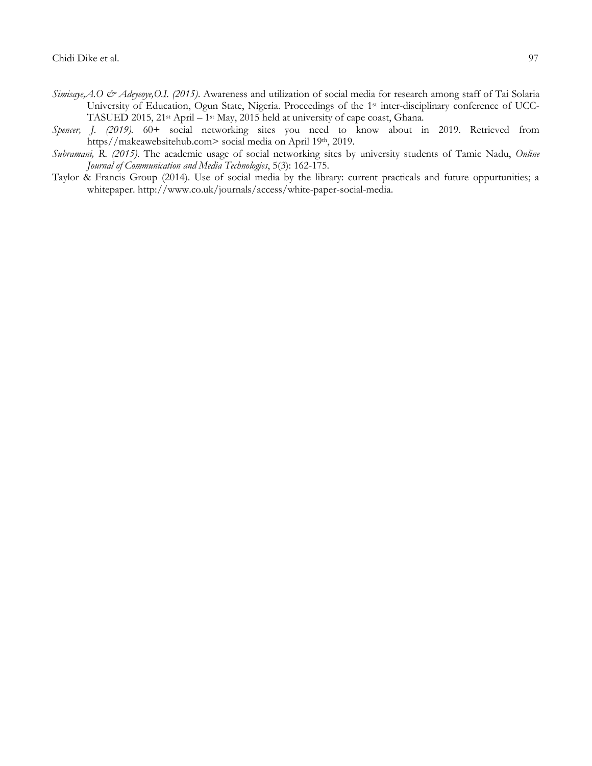*Simisaye,A.O & Adeyeoye,O.I. (2015).* Awareness and utilization of social media for research among staff of Tai Solaria University of Education, Ogun State, Nigeria. Proceedings of the 1st inter-disciplinary conference of UCC-TASUED 2015, 21st April – 1st May, 2015 held at university of cape coast, Ghana.

*Spencer, J. (2019).* 60+ social networking sites you need to know about in 2019. Retrieved from https//makeawebsitehub.com> social media on April 19th, 2019.

*Subramani, R. (2015).* The academic usage of social networking sites by university students of Tamic Nadu, *Online Journal of Communication and Media Technologies*, 5(3): 162-175.

Taylor & Francis Group (2014). Use of social media by the library: current practicals and future oppurtunities; a whitepaper. http://www.co.uk/journals/access/white-paper-social-media.